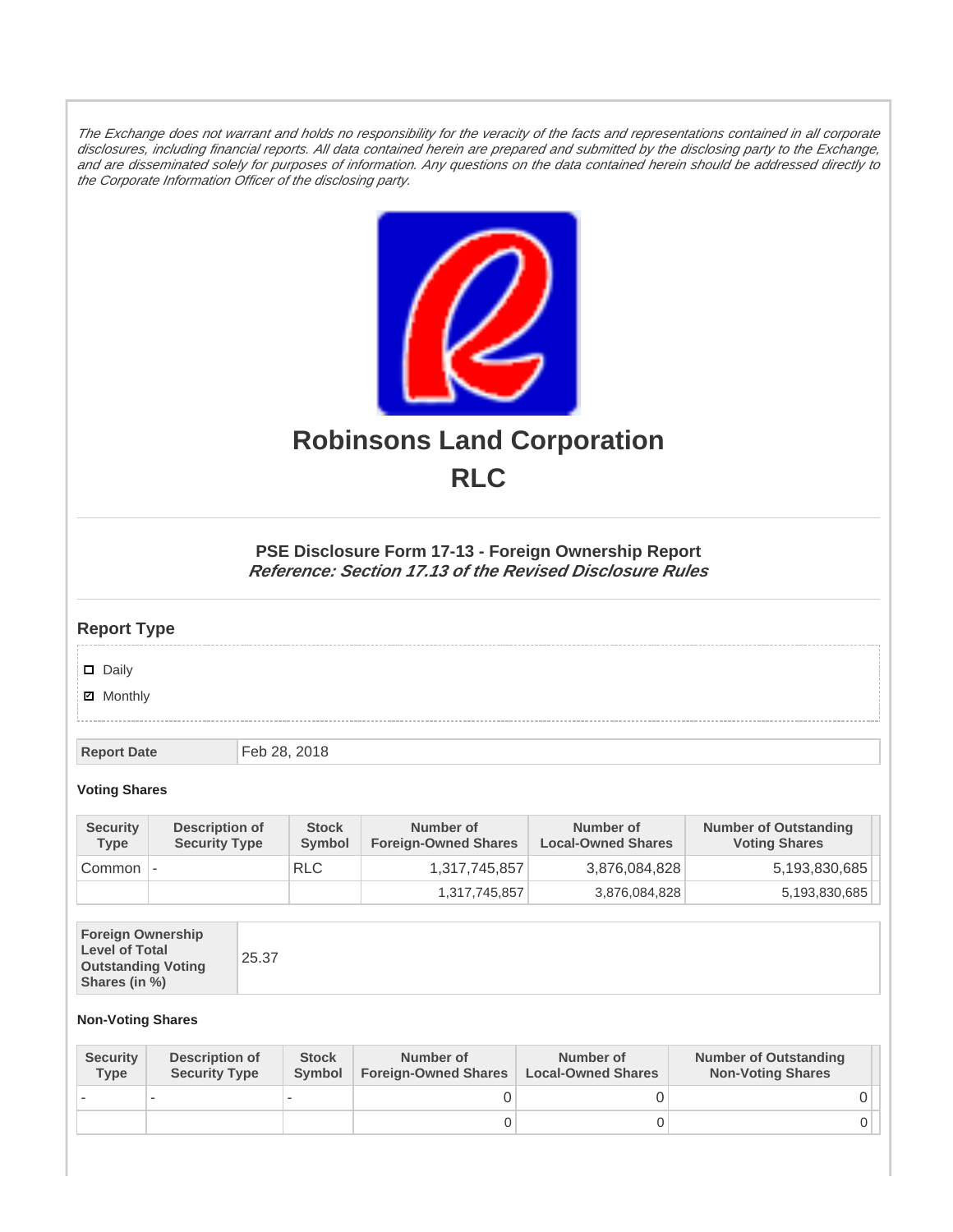*The Exchange does not warrant and holds no responsibility for the veracity of the facts and representations contained in all corporate disclosures, including financial reports. All data contained herein are prepared and submitted by the disclosing party to the Exchange, and are disseminated solely for purposes of information. Any questions on the data contained herein should be addressed directly to the Corporate Information Officer of the disclosing party.*

# Robinsons Land Corporation

# RLC

### PSE Disclosure Form 17-13 - Foreign Ownership Report

***Reference: Section 17.13 of the Revised Disclosure Rules***

## Report Type

- ☐ Daily
- ☑ Monthly

| Report Date | Feb 28, 2018 |
|---|---|

**Voting Shares**

| Security Type | Description of Security Type | Stock Symbol | Number of Foreign-Owned Shares | Number of Local-Owned Shares | Number of Outstanding Voting Shares |
|---|---|---|---|---|---|
| Common | - | RLC | 1,317,745,857 | 3,876,084,828 | 5,193,830,685 |
| | | | 1,317,745,857 | 3,876,084,828 | 5,193,830,685 |

| Foreign Ownership Level of Total Outstanding Voting Shares (in %) | 25.37 |
|---|---|

**Non-Voting Shares**

| Security Type | Description of Security Type | Stock Symbol | Number of Foreign-Owned Shares | Number of Local-Owned Shares | Number of Outstanding Non-Voting Shares |
|---|---|---|---|---|---|
| - | - | - | 0 | 0 | 0 |
| | | | 0 | 0 | 0 |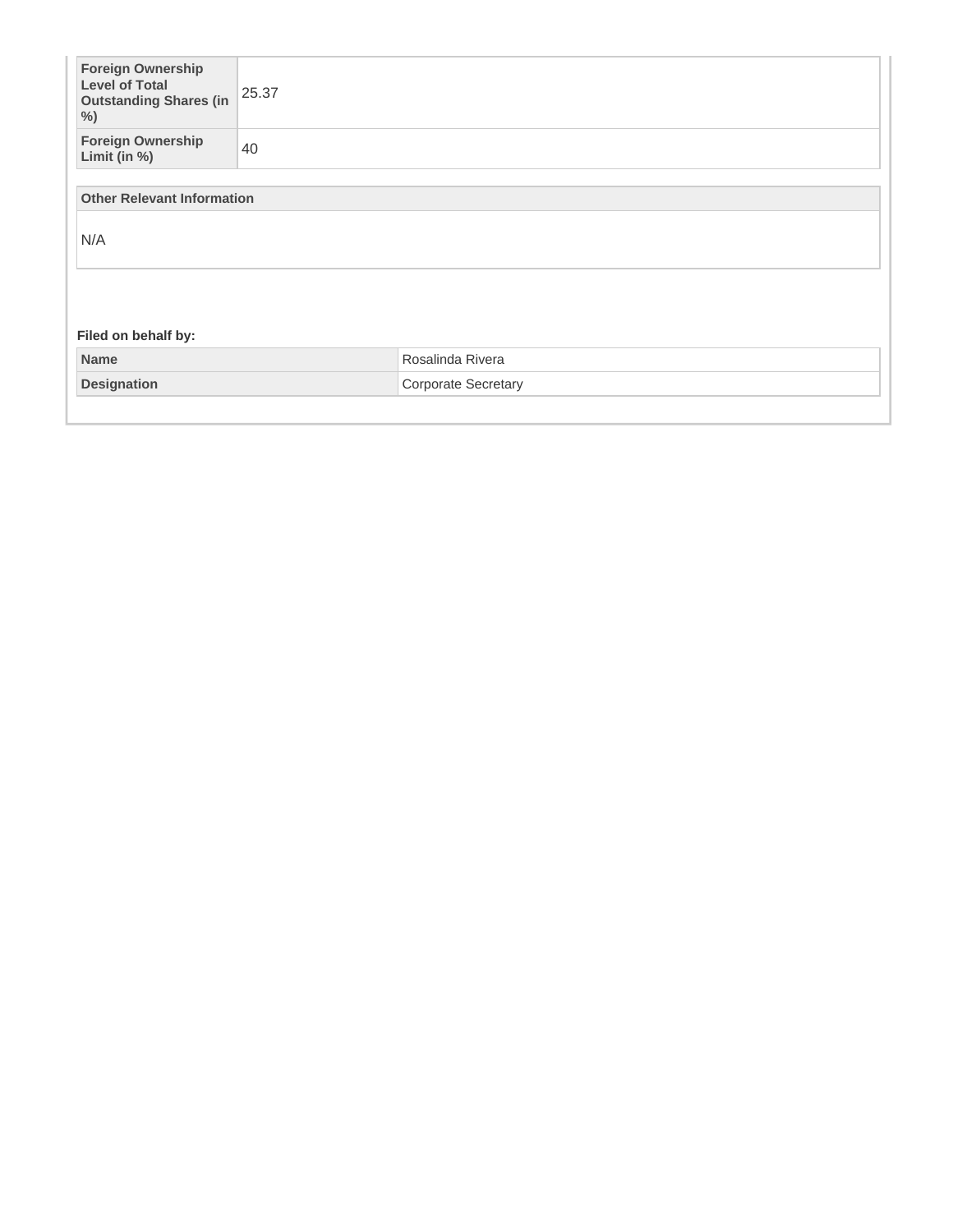| | |
|---|---|
| **Foreign Ownership Level of Total Outstanding Shares (in %)** | 25.37 |
| **Foreign Ownership Limit (in %)** | 40 |

| **Other Relevant Information** |
|---|
| N/A |

**Filed on behalf by:**

| | |
|---|---|
| **Name** | Rosalinda Rivera |
| **Designation** | Corporate Secretary |